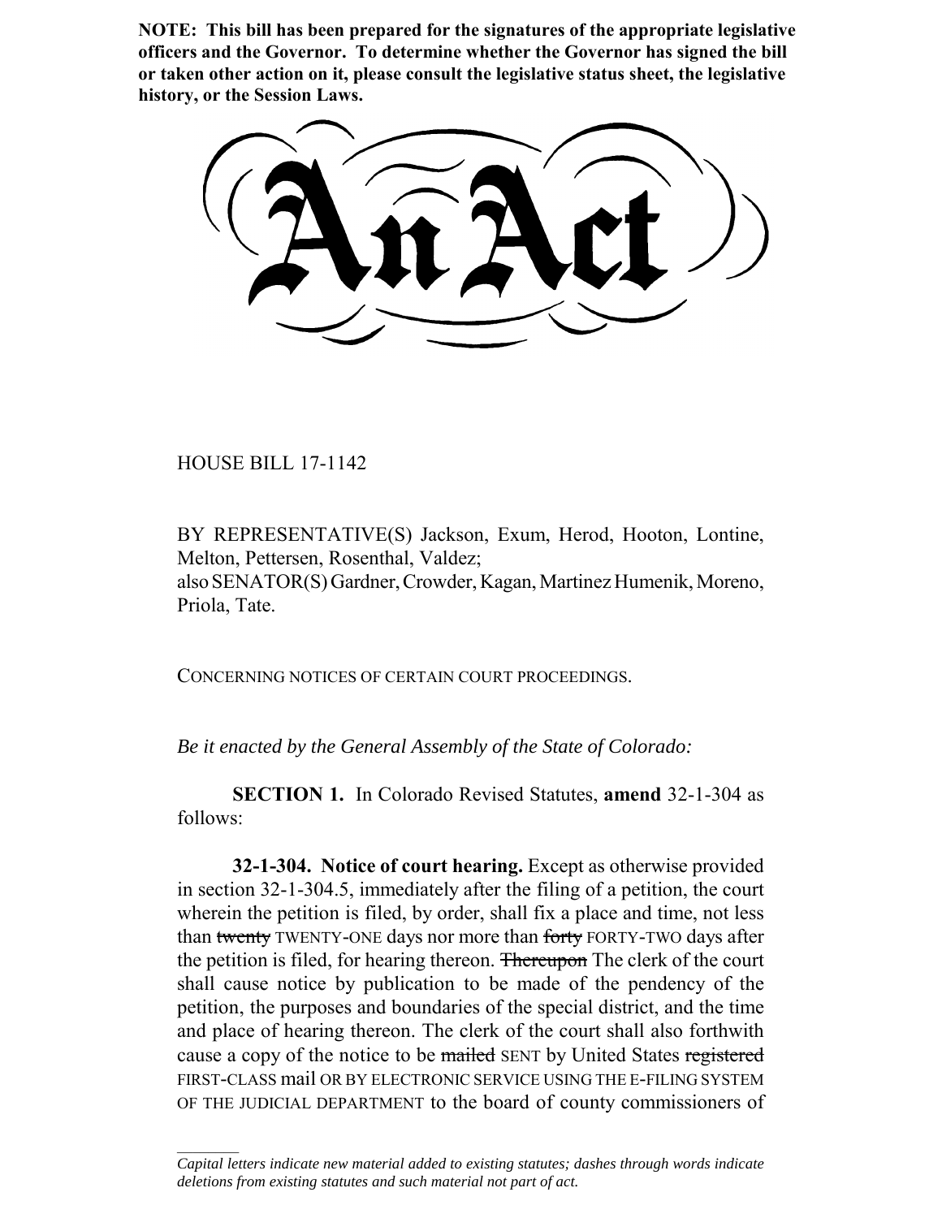**NOTE: This bill has been prepared for the signatures of the appropriate legislative officers and the Governor. To determine whether the Governor has signed the bill or taken other action on it, please consult the legislative status sheet, the legislative history, or the Session Laws.**

# An Act

HOUSE BILL 17-1142

BY REPRESENTATIVE(S) Jackson, Exum, Herod, Hooton, Lontine, Melton, Pettersen, Rosenthal, Valdez;
also SENATOR(S) Gardner, Crowder, Kagan, Martinez Humenik, Moreno, Priola, Tate.

CONCERNING NOTICES OF CERTAIN COURT PROCEEDINGS.

*Be it enacted by the General Assembly of the State of Colorado:*

**SECTION 1.** In Colorado Revised Statutes, **amend** 32-1-304 as follows:

**32-1-304. Notice of court hearing.** Except as otherwise provided in section 32-1-304.5, immediately after the filing of a petition, the court wherein the petition is filed, by order, shall fix a place and time, not less than ~~twenty~~ TWENTY-ONE days nor more than ~~forty~~ FORTY-TWO days after the petition is filed, for hearing thereon. ~~Thereupon~~ The clerk of the court shall cause notice by publication to be made of the pendency of the petition, the purposes and boundaries of the special district, and the time and place of hearing thereon. The clerk of the court shall also forthwith cause a copy of the notice to be ~~mailed~~ SENT by United States ~~registered~~ FIRST-CLASS mail OR BY ELECTRONIC SERVICE USING THE E-FILING SYSTEM OF THE JUDICIAL DEPARTMENT to the board of county commissioners of

*Capital letters indicate new material added to existing statutes; dashes through words indicate deletions from existing statutes and such material not part of act.*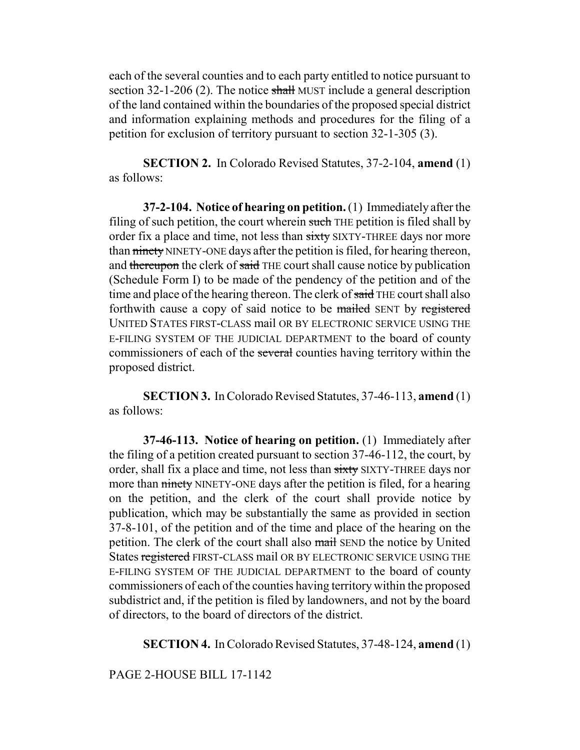each of the several counties and to each party entitled to notice pursuant to section 32-1-206 (2). The notice ~~shall~~ MUST include a general description of the land contained within the boundaries of the proposed special district and information explaining methods and procedures for the filing of a petition for exclusion of territory pursuant to section 32-1-305 (3).

**SECTION 2.** In Colorado Revised Statutes, 37-2-104, **amend** (1) as follows:

**37-2-104. Notice of hearing on petition.** (1) Immediately after the filing of such petition, the court wherein ~~such~~ THE petition is filed shall by order fix a place and time, not less than ~~sixty~~ SIXTY-THREE days nor more than ~~ninety~~ NINETY-ONE days after the petition is filed, for hearing thereon, and ~~thereupon~~ the clerk of ~~said~~ THE court shall cause notice by publication (Schedule Form I) to be made of the pendency of the petition and of the time and place of the hearing thereon. The clerk of ~~said~~ THE court shall also forthwith cause a copy of said notice to be ~~mailed~~ SENT by ~~registered~~ UNITED STATES FIRST-CLASS mail OR BY ELECTRONIC SERVICE USING THE E-FILING SYSTEM OF THE JUDICIAL DEPARTMENT to the board of county commissioners of each of the ~~several~~ counties having territory within the proposed district.

**SECTION 3.** In Colorado Revised Statutes, 37-46-113, **amend** (1) as follows:

**37-46-113. Notice of hearing on petition.** (1) Immediately after the filing of a petition created pursuant to section 37-46-112, the court, by order, shall fix a place and time, not less than ~~sixty~~ SIXTY-THREE days nor more than ~~ninety~~ NINETY-ONE days after the petition is filed, for a hearing on the petition, and the clerk of the court shall provide notice by publication, which may be substantially the same as provided in section 37-8-101, of the petition and of the time and place of the hearing on the petition. The clerk of the court shall also ~~mail~~ SEND the notice by United States ~~registered~~ FIRST-CLASS mail OR BY ELECTRONIC SERVICE USING THE E-FILING SYSTEM OF THE JUDICIAL DEPARTMENT to the board of county commissioners of each of the counties having territory within the proposed subdistrict and, if the petition is filed by landowners, and not by the board of directors, to the board of directors of the district.

**SECTION 4.** In Colorado Revised Statutes, 37-48-124, **amend** (1)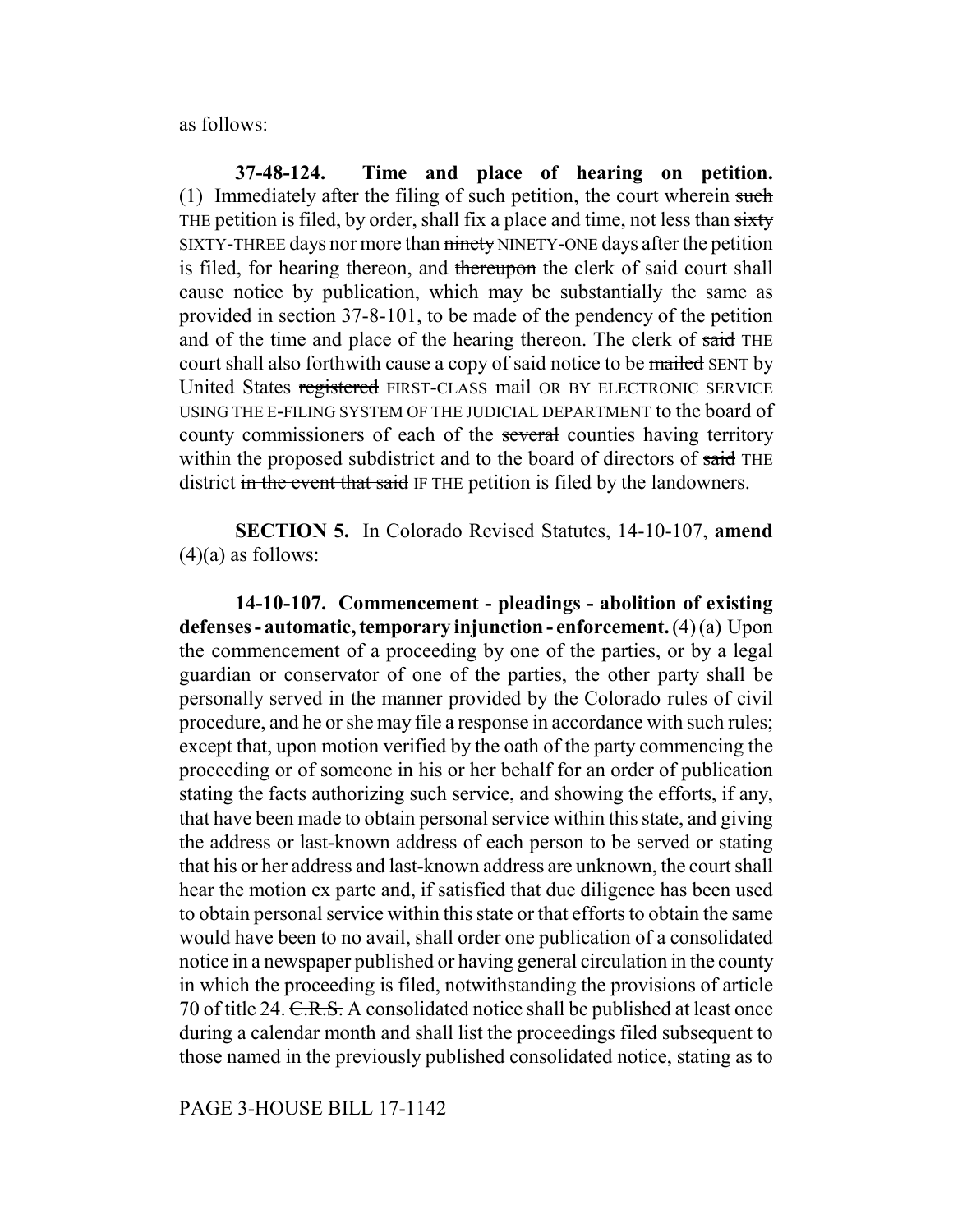as follows:

**37-48-124. Time and place of hearing on petition.** (1) Immediately after the filing of such petition, the court wherein ~~such~~ THE petition is filed, by order, shall fix a place and time, not less than ~~sixty~~ SIXTY-THREE days nor more than ~~ninety~~ NINETY-ONE days after the petition is filed, for hearing thereon, and ~~thereupon~~ the clerk of said court shall cause notice by publication, which may be substantially the same as provided in section 37-8-101, to be made of the pendency of the petition and of the time and place of the hearing thereon. The clerk of ~~said~~ THE court shall also forthwith cause a copy of said notice to be ~~mailed~~ SENT by United States ~~registered~~ FIRST-CLASS mail OR BY ELECTRONIC SERVICE USING THE E-FILING SYSTEM OF THE JUDICIAL DEPARTMENT to the board of county commissioners of each of the ~~several~~ counties having territory within the proposed subdistrict and to the board of directors of ~~said~~ THE district ~~in the event that said~~ IF THE petition is filed by the landowners.

**SECTION 5.** In Colorado Revised Statutes, 14-10-107, **amend** (4)(a) as follows:

**14-10-107. Commencement - pleadings - abolition of existing defenses - automatic, temporary injunction - enforcement.** (4) (a) Upon the commencement of a proceeding by one of the parties, or by a legal guardian or conservator of one of the parties, the other party shall be personally served in the manner provided by the Colorado rules of civil procedure, and he or she may file a response in accordance with such rules; except that, upon motion verified by the oath of the party commencing the proceeding or of someone in his or her behalf for an order of publication stating the facts authorizing such service, and showing the efforts, if any, that have been made to obtain personal service within this state, and giving the address or last-known address of each person to be served or stating that his or her address and last-known address are unknown, the court shall hear the motion ex parte and, if satisfied that due diligence has been used to obtain personal service within this state or that efforts to obtain the same would have been to no avail, shall order one publication of a consolidated notice in a newspaper published or having general circulation in the county in which the proceeding is filed, notwithstanding the provisions of article 70 of title 24. ~~C.R.S.~~ A consolidated notice shall be published at least once during a calendar month and shall list the proceedings filed subsequent to those named in the previously published consolidated notice, stating as to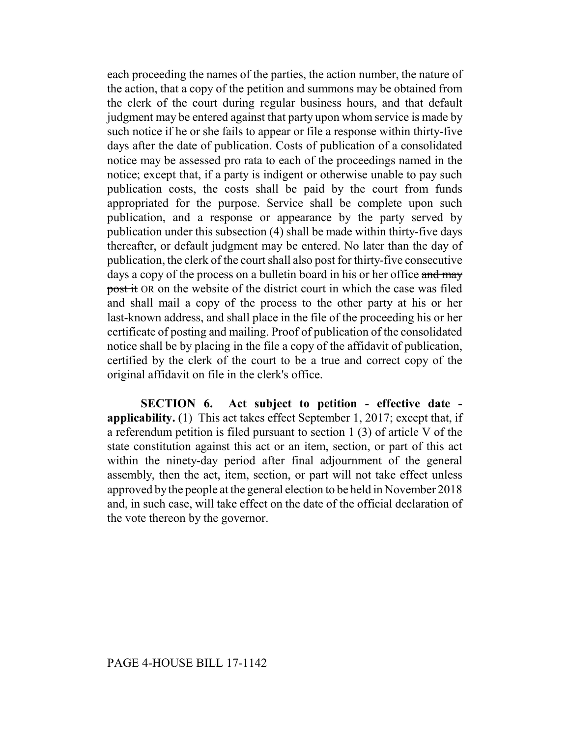each proceeding the names of the parties, the action number, the nature of the action, that a copy of the petition and summons may be obtained from the clerk of the court during regular business hours, and that default judgment may be entered against that party upon whom service is made by such notice if he or she fails to appear or file a response within thirty-five days after the date of publication. Costs of publication of a consolidated notice may be assessed pro rata to each of the proceedings named in the notice; except that, if a party is indigent or otherwise unable to pay such publication costs, the costs shall be paid by the court from funds appropriated for the purpose. Service shall be complete upon such publication, and a response or appearance by the party served by publication under this subsection (4) shall be made within thirty-five days thereafter, or default judgment may be entered. No later than the day of publication, the clerk of the court shall also post for thirty-five consecutive days a copy of the process on a bulletin board in his or her office ~~and may post it~~ OR on the website of the district court in which the case was filed and shall mail a copy of the process to the other party at his or her last-known address, and shall place in the file of the proceeding his or her certificate of posting and mailing. Proof of publication of the consolidated notice shall be by placing in the file a copy of the affidavit of publication, certified by the clerk of the court to be a true and correct copy of the original affidavit on file in the clerk's office.

**SECTION 6. Act subject to petition - effective date - applicability.** (1) This act takes effect September 1, 2017; except that, if a referendum petition is filed pursuant to section 1 (3) of article V of the state constitution against this act or an item, section, or part of this act within the ninety-day period after final adjournment of the general assembly, then the act, item, section, or part will not take effect unless approved by the people at the general election to be held in November 2018 and, in such case, will take effect on the date of the official declaration of the vote thereon by the governor.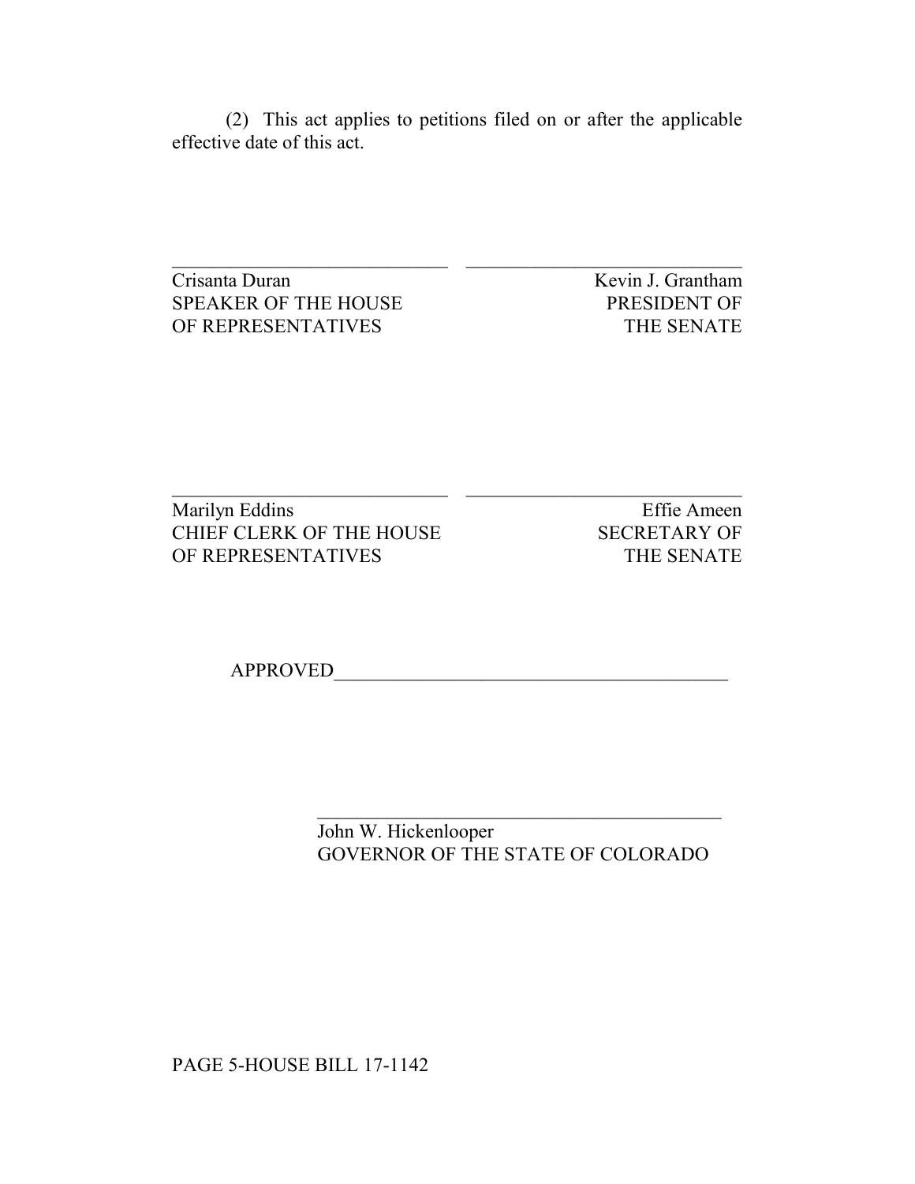(2) This act applies to petitions filed on or after the applicable effective date of this act.

____________________________ ____________________________

Crisanta Duran
SPEAKER OF THE HOUSE
OF REPRESENTATIVES

Kevin J. Grantham
PRESIDENT OF
THE SENATE

____________________________ ____________________________

Marilyn Eddins
CHIEF CLERK OF THE HOUSE
OF REPRESENTATIVES

Effie Ameen
SECRETARY OF
THE SENATE

APPROVED________________________________________

________________________________________

John W. Hickenlooper
GOVERNOR OF THE STATE OF COLORADO

PAGE 5-HOUSE BILL 17-1142